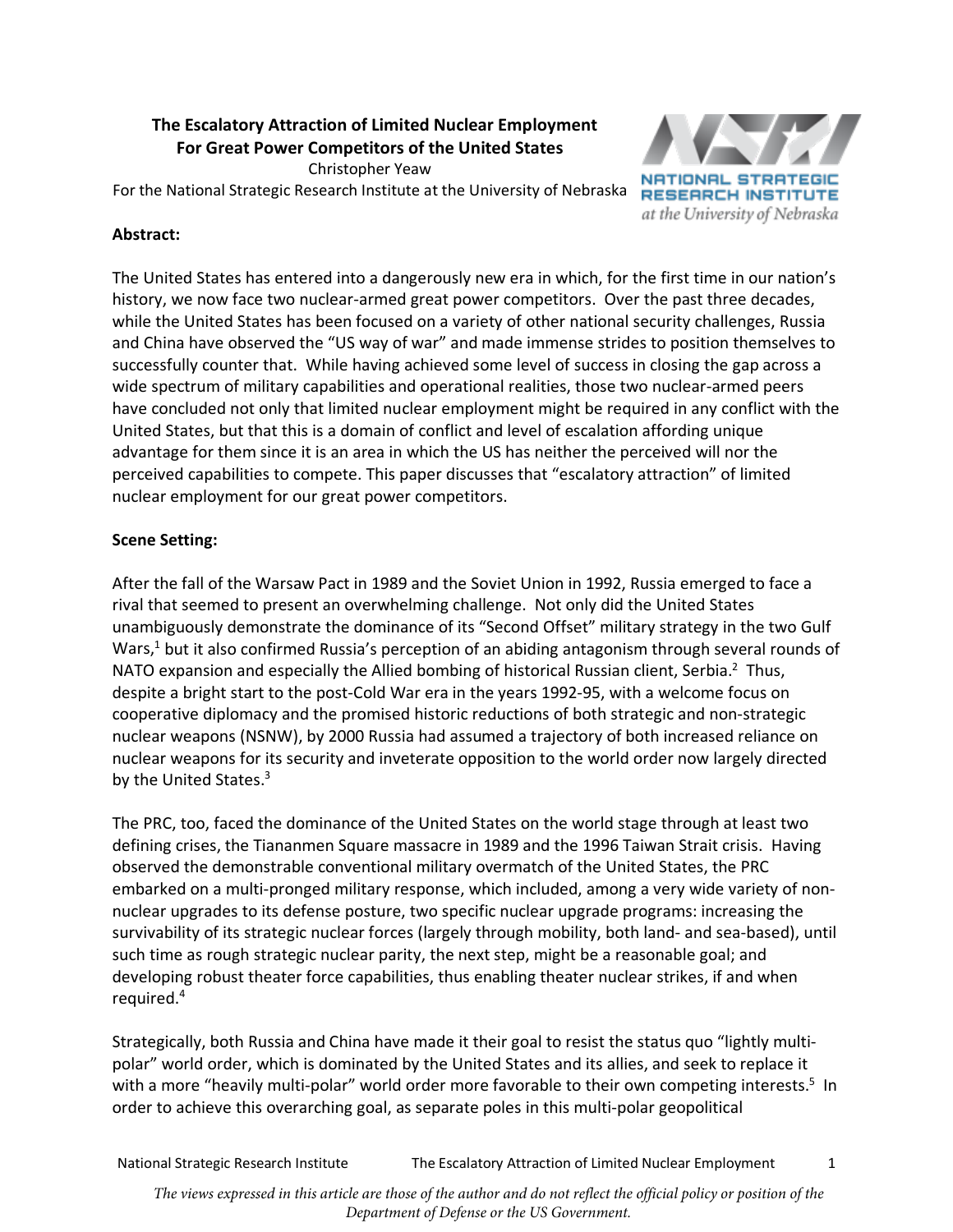# The Escalatory Attraction of Limited Nuclear Employment For Great Power Competitors of the United States

Christopher Yeaw

For the National Strategic Research Institute at the University of Nebraska

**Abstract:**

The United States has entered into a dangerously new era in which, for the first time in our nation's history, we now face two nuclear-armed great power competitors. Over the past three decades, while the United States has been focused on a variety of other national security challenges, Russia and China have observed the "US way of war" and made immense strides to position themselves to successfully counter that. While having achieved some level of success in closing the gap across a wide spectrum of military capabilities and operational realities, those two nuclear-armed peers have concluded not only that limited nuclear employment might be required in any conflict with the United States, but that this is a domain of conflict and level of escalation affording unique advantage for them since it is an area in which the US has neither the perceived will nor the perceived capabilities to compete. This paper discusses that "escalatory attraction" of limited nuclear employment for our great power competitors.

**Scene Setting:**

After the fall of the Warsaw Pact in 1989 and the Soviet Union in 1992, Russia emerged to face a rival that seemed to present an overwhelming challenge. Not only did the United States unambiguously demonstrate the dominance of its "Second Offset" military strategy in the two Gulf Wars,[1] but it also confirmed Russia's perception of an abiding antagonism through several rounds of NATO expansion and especially the Allied bombing of historical Russian client, Serbia.[2] Thus, despite a bright start to the post-Cold War era in the years 1992-95, with a welcome focus on cooperative diplomacy and the promised historic reductions of both strategic and non-strategic nuclear weapons (NSNW), by 2000 Russia had assumed a trajectory of both increased reliance on nuclear weapons for its security and inveterate opposition to the world order now largely directed by the United States.[3]

The PRC, too, faced the dominance of the United States on the world stage through at least two defining crises, the Tiananmen Square massacre in 1989 and the 1996 Taiwan Strait crisis. Having observed the demonstrable conventional military overmatch of the United States, the PRC embarked on a multi-pronged military response, which included, among a very wide variety of non-nuclear upgrades to its defense posture, two specific nuclear upgrade programs: increasing the survivability of its strategic nuclear forces (largely through mobility, both land- and sea-based), until such time as rough strategic nuclear parity, the next step, might be a reasonable goal; and developing robust theater force capabilities, thus enabling theater nuclear strikes, if and when required.[4]

Strategically, both Russia and China have made it their goal to resist the status quo "lightly multi-polar" world order, which is dominated by the United States and its allies, and seek to replace it with a more "heavily multi-polar" world order more favorable to their own competing interests.[5] In order to achieve this overarching goal, as separate poles in this multi-polar geopolitical

*The views expressed in this article are those of the author and do not reflect the official policy or position of the Department of Defense or the US Government.*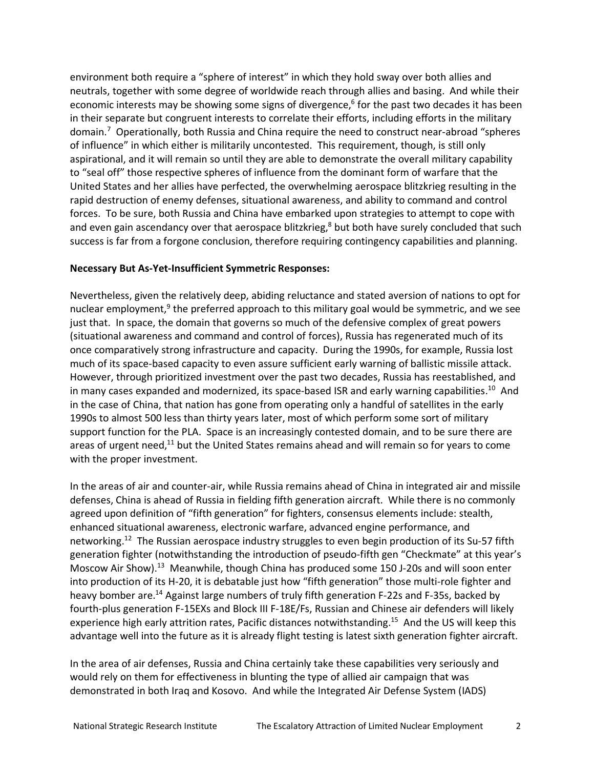environment both require a "sphere of interest" in which they hold sway over both allies and neutrals, together with some degree of worldwide reach through allies and basing. And while their economic interests may be showing some signs of divergence,[6] for the past two decades it has been in their separate but congruent interests to correlate their efforts, including efforts in the military domain.[7] Operationally, both Russia and China require the need to construct near-abroad "spheres of influence" in which either is militarily uncontested. This requirement, though, is still only aspirational, and it will remain so until they are able to demonstrate the overall military capability to "seal off" those respective spheres of influence from the dominant form of warfare that the United States and her allies have perfected, the overwhelming aerospace blitzkrieg resulting in the rapid destruction of enemy defenses, situational awareness, and ability to command and control forces. To be sure, both Russia and China have embarked upon strategies to attempt to cope with and even gain ascendancy over that aerospace blitzkrieg,[8] but both have surely concluded that such success is far from a forgone conclusion, therefore requiring contingency capabilities and planning.

**Necessary But As-Yet-Insufficient Symmetric Responses:**

Nevertheless, given the relatively deep, abiding reluctance and stated aversion of nations to opt for nuclear employment,[9] the preferred approach to this military goal would be symmetric, and we see just that. In space, the domain that governs so much of the defensive complex of great powers (situational awareness and command and control of forces), Russia has regenerated much of its once comparatively strong infrastructure and capacity. During the 1990s, for example, Russia lost much of its space-based capacity to even assure sufficient early warning of ballistic missile attack. However, through prioritized investment over the past two decades, Russia has reestablished, and in many cases expanded and modernized, its space-based ISR and early warning capabilities.[10] And in the case of China, that nation has gone from operating only a handful of satellites in the early 1990s to almost 500 less than thirty years later, most of which perform some sort of military support function for the PLA. Space is an increasingly contested domain, and to be sure there are areas of urgent need,[11] but the United States remains ahead and will remain so for years to come with the proper investment.

In the areas of air and counter-air, while Russia remains ahead of China in integrated air and missile defenses, China is ahead of Russia in fielding fifth generation aircraft. While there is no commonly agreed upon definition of "fifth generation" for fighters, consensus elements include: stealth, enhanced situational awareness, electronic warfare, advanced engine performance, and networking.[12] The Russian aerospace industry struggles to even begin production of its Su-57 fifth generation fighter (notwithstanding the introduction of pseudo-fifth gen "Checkmate" at this year's Moscow Air Show).[13] Meanwhile, though China has produced some 150 J-20s and will soon enter into production of its H-20, it is debatable just how "fifth generation" those multi-role fighter and heavy bomber are.[14] Against large numbers of truly fifth generation F-22s and F-35s, backed by fourth-plus generation F-15EXs and Block III F-18E/Fs, Russian and Chinese air defenders will likely experience high early attrition rates, Pacific distances notwithstanding.[15] And the US will keep this advantage well into the future as it is already flight testing is latest sixth generation fighter aircraft.

In the area of air defenses, Russia and China certainly take these capabilities very seriously and would rely on them for effectiveness in blunting the type of allied air campaign that was demonstrated in both Iraq and Kosovo. And while the Integrated Air Defense System (IADS)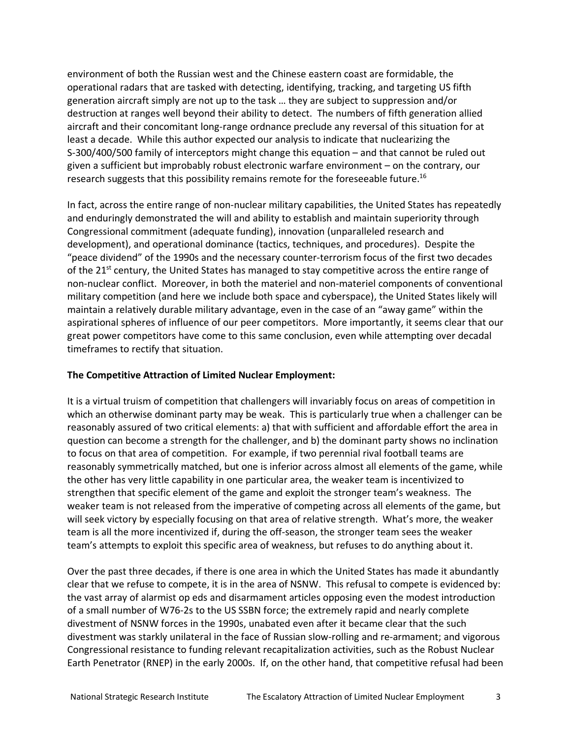environment of both the Russian west and the Chinese eastern coast are formidable, the operational radars that are tasked with detecting, identifying, tracking, and targeting US fifth generation aircraft simply are not up to the task … they are subject to suppression and/or destruction at ranges well beyond their ability to detect. The numbers of fifth generation allied aircraft and their concomitant long-range ordnance preclude any reversal of this situation for at least a decade. While this author expected our analysis to indicate that nuclearizing the S-300/400/500 family of interceptors might change this equation – and that cannot be ruled out given a sufficient but improbably robust electronic warfare environment – on the contrary, our research suggests that this possibility remains remote for the foreseeable future.[16]

In fact, across the entire range of non-nuclear military capabilities, the United States has repeatedly and enduringly demonstrated the will and ability to establish and maintain superiority through Congressional commitment (adequate funding), innovation (unparalleled research and development), and operational dominance (tactics, techniques, and procedures). Despite the "peace dividend" of the 1990s and the necessary counter-terrorism focus of the first two decades of the 21st century, the United States has managed to stay competitive across the entire range of non-nuclear conflict. Moreover, in both the materiel and non-materiel components of conventional military competition (and here we include both space and cyberspace), the United States likely will maintain a relatively durable military advantage, even in the case of an "away game" within the aspirational spheres of influence of our peer competitors. More importantly, it seems clear that our great power competitors have come to this same conclusion, even while attempting over decadal timeframes to rectify that situation.

**The Competitive Attraction of Limited Nuclear Employment:**

It is a virtual truism of competition that challengers will invariably focus on areas of competition in which an otherwise dominant party may be weak. This is particularly true when a challenger can be reasonably assured of two critical elements: a) that with sufficient and affordable effort the area in question can become a strength for the challenger, and b) the dominant party shows no inclination to focus on that area of competition. For example, if two perennial rival football teams are reasonably symmetrically matched, but one is inferior across almost all elements of the game, while the other has very little capability in one particular area, the weaker team is incentivized to strengthen that specific element of the game and exploit the stronger team's weakness. The weaker team is not released from the imperative of competing across all elements of the game, but will seek victory by especially focusing on that area of relative strength. What's more, the weaker team is all the more incentivized if, during the off-season, the stronger team sees the weaker team's attempts to exploit this specific area of weakness, but refuses to do anything about it.

Over the past three decades, if there is one area in which the United States has made it abundantly clear that we refuse to compete, it is in the area of NSNW. This refusal to compete is evidenced by: the vast array of alarmist op eds and disarmament articles opposing even the modest introduction of a small number of W76-2s to the US SSBN force; the extremely rapid and nearly complete divestment of NSNW forces in the 1990s, unabated even after it became clear that the such divestment was starkly unilateral in the face of Russian slow-rolling and re-armament; and vigorous Congressional resistance to funding relevant recapitalization activities, such as the Robust Nuclear Earth Penetrator (RNEP) in the early 2000s. If, on the other hand, that competitive refusal had been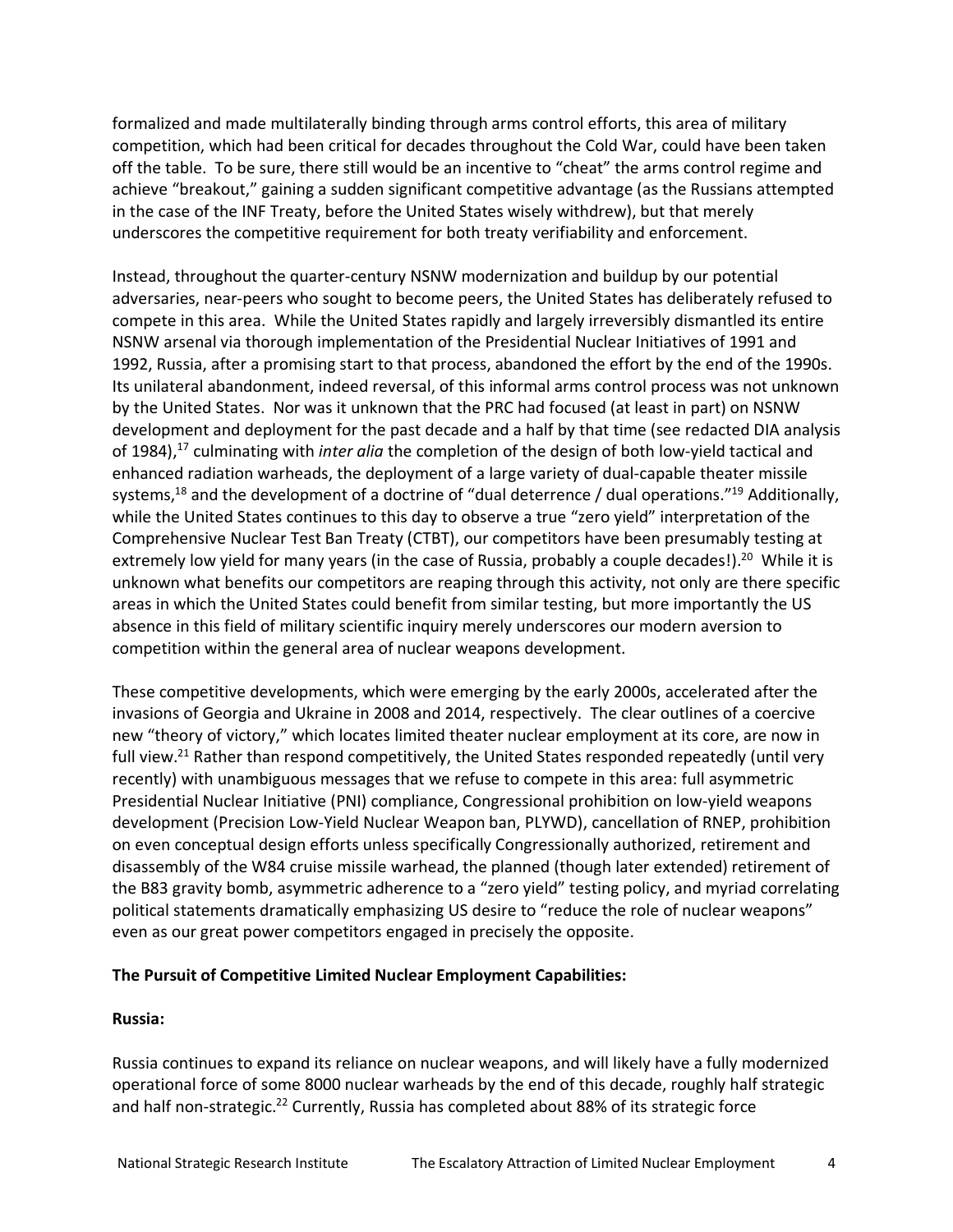formalized and made multilaterally binding through arms control efforts, this area of military competition, which had been critical for decades throughout the Cold War, could have been taken off the table. To be sure, there still would be an incentive to "cheat" the arms control regime and achieve "breakout," gaining a sudden significant competitive advantage (as the Russians attempted in the case of the INF Treaty, before the United States wisely withdrew), but that merely underscores the competitive requirement for both treaty verifiability and enforcement.

Instead, throughout the quarter-century NSNW modernization and buildup by our potential adversaries, near-peers who sought to become peers, the United States has deliberately refused to compete in this area. While the United States rapidly and largely irreversibly dismantled its entire NSNW arsenal via thorough implementation of the Presidential Nuclear Initiatives of 1991 and 1992, Russia, after a promising start to that process, abandoned the effort by the end of the 1990s. Its unilateral abandonment, indeed reversal, of this informal arms control process was not unknown by the United States. Nor was it unknown that the PRC had focused (at least in part) on NSNW development and deployment for the past decade and a half by that time (see redacted DIA analysis of 1984),[17] culminating with *inter alia* the completion of the design of both low-yield tactical and enhanced radiation warheads, the deployment of a large variety of dual-capable theater missile systems,[18] and the development of a doctrine of "dual deterrence / dual operations."[19] Additionally, while the United States continues to this day to observe a true "zero yield" interpretation of the Comprehensive Nuclear Test Ban Treaty (CTBT), our competitors have been presumably testing at extremely low yield for many years (in the case of Russia, probably a couple decades!).[20] While it is unknown what benefits our competitors are reaping through this activity, not only are there specific areas in which the United States could benefit from similar testing, but more importantly the US absence in this field of military scientific inquiry merely underscores our modern aversion to competition within the general area of nuclear weapons development.

These competitive developments, which were emerging by the early 2000s, accelerated after the invasions of Georgia and Ukraine in 2008 and 2014, respectively. The clear outlines of a coercive new "theory of victory," which locates limited theater nuclear employment at its core, are now in full view.[21] Rather than respond competitively, the United States responded repeatedly (until very recently) with unambiguous messages that we refuse to compete in this area: full asymmetric Presidential Nuclear Initiative (PNI) compliance, Congressional prohibition on low-yield weapons development (Precision Low-Yield Nuclear Weapon ban, PLYWD), cancellation of RNEP, prohibition on even conceptual design efforts unless specifically Congressionally authorized, retirement and disassembly of the W84 cruise missile warhead, the planned (though later extended) retirement of the B83 gravity bomb, asymmetric adherence to a "zero yield" testing policy, and myriad correlating political statements dramatically emphasizing US desire to "reduce the role of nuclear weapons" even as our great power competitors engaged in precisely the opposite.

**The Pursuit of Competitive Limited Nuclear Employment Capabilities:**

**Russia:**

Russia continues to expand its reliance on nuclear weapons, and will likely have a fully modernized operational force of some 8000 nuclear warheads by the end of this decade, roughly half strategic and half non-strategic.[22] Currently, Russia has completed about 88% of its strategic force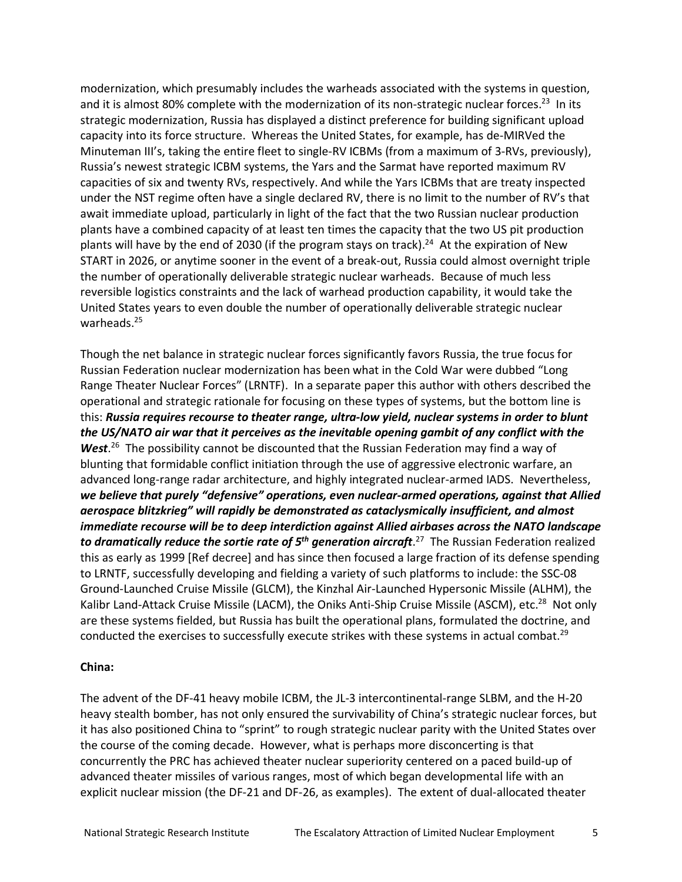modernization, which presumably includes the warheads associated with the systems in question, and it is almost 80% complete with the modernization of its non-strategic nuclear forces.[23] In its strategic modernization, Russia has displayed a distinct preference for building significant upload capacity into its force structure. Whereas the United States, for example, has de-MIRVed the Minuteman III's, taking the entire fleet to single-RV ICBMs (from a maximum of 3-RVs, previously), Russia's newest strategic ICBM systems, the Yars and the Sarmat have reported maximum RV capacities of six and twenty RVs, respectively. And while the Yars ICBMs that are treaty inspected under the NST regime often have a single declared RV, there is no limit to the number of RV's that await immediate upload, particularly in light of the fact that the two Russian nuclear production plants have a combined capacity of at least ten times the capacity that the two US pit production plants will have by the end of 2030 (if the program stays on track).[24] At the expiration of New START in 2026, or anytime sooner in the event of a break-out, Russia could almost overnight triple the number of operationally deliverable strategic nuclear warheads. Because of much less reversible logistics constraints and the lack of warhead production capability, it would take the United States years to even double the number of operationally deliverable strategic nuclear warheads.[25]

Though the net balance in strategic nuclear forces significantly favors Russia, the true focus for Russian Federation nuclear modernization has been what in the Cold War were dubbed "Long Range Theater Nuclear Forces" (LRNTF). In a separate paper this author with others described the operational and strategic rationale for focusing on these types of systems, but the bottom line is this: ***Russia requires recourse to theater range, ultra-low yield, nuclear systems in order to blunt the US/NATO air war that it perceives as the inevitable opening gambit of any conflict with the West***.[26] The possibility cannot be discounted that the Russian Federation may find a way of blunting that formidable conflict initiation through the use of aggressive electronic warfare, an advanced long-range radar architecture, and highly integrated nuclear-armed IADS. Nevertheless, ***we believe that purely "defensive" operations, even nuclear-armed operations, against that Allied aerospace blitzkrieg" will rapidly be demonstrated as cataclysmically insufficient, and almost immediate recourse will be to deep interdiction against Allied airbases across the NATO landscape to dramatically reduce the sortie rate of 5th generation aircraft***.[27] The Russian Federation realized this as early as 1999 [Ref decree] and has since then focused a large fraction of its defense spending to LRNTF, successfully developing and fielding a variety of such platforms to include: the SSC-08 Ground-Launched Cruise Missile (GLCM), the Kinzhal Air-Launched Hypersonic Missile (ALHM), the Kalibr Land-Attack Cruise Missile (LACM), the Oniks Anti-Ship Cruise Missile (ASCM), etc.[28] Not only are these systems fielded, but Russia has built the operational plans, formulated the doctrine, and conducted the exercises to successfully execute strikes with these systems in actual combat.[29]

**China:**

The advent of the DF-41 heavy mobile ICBM, the JL-3 intercontinental-range SLBM, and the H-20 heavy stealth bomber, has not only ensured the survivability of China's strategic nuclear forces, but it has also positioned China to "sprint" to rough strategic nuclear parity with the United States over the course of the coming decade. However, what is perhaps more disconcerting is that concurrently the PRC has achieved theater nuclear superiority centered on a paced build-up of advanced theater missiles of various ranges, most of which began developmental life with an explicit nuclear mission (the DF-21 and DF-26, as examples). The extent of dual-allocated theater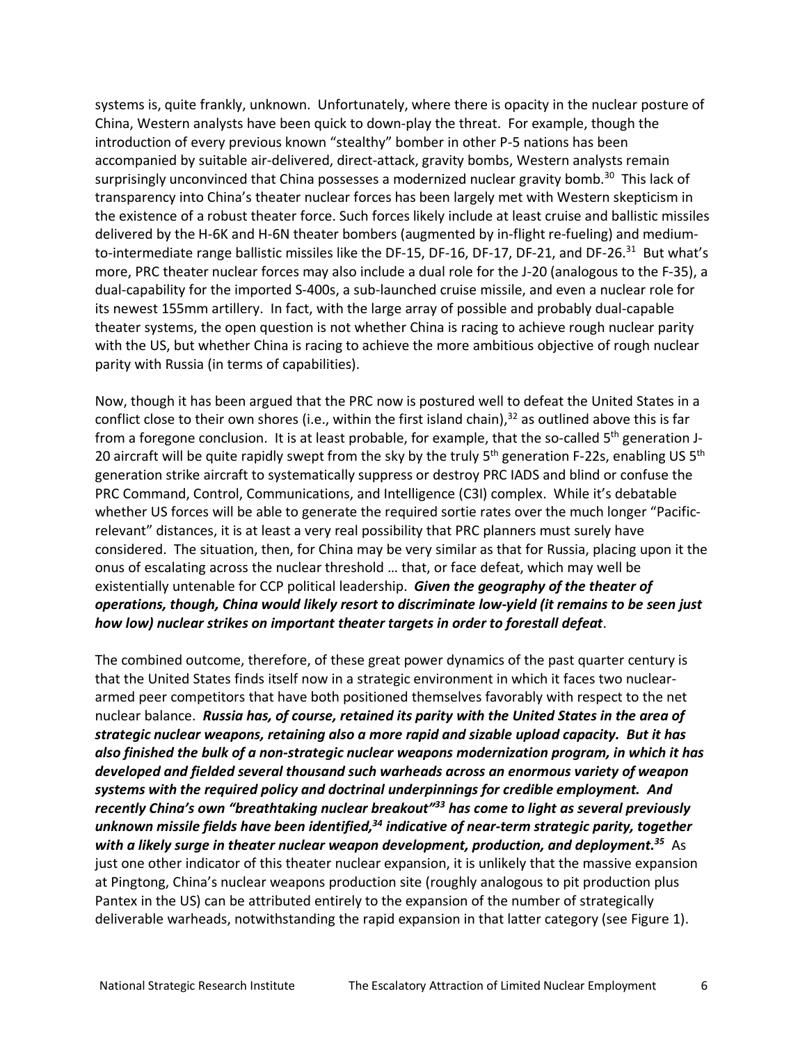systems is, quite frankly, unknown. Unfortunately, where there is opacity in the nuclear posture of China, Western analysts have been quick to down-play the threat. For example, though the introduction of every previous known "stealthy" bomber in other P-5 nations has been accompanied by suitable air-delivered, direct-attack, gravity bombs, Western analysts remain surprisingly unconvinced that China possesses a modernized nuclear gravity bomb.[30] This lack of transparency into China's theater nuclear forces has been largely met with Western skepticism in the existence of a robust theater force. Such forces likely include at least cruise and ballistic missiles delivered by the H-6K and H-6N theater bombers (augmented by in-flight re-fueling) and medium-to-intermediate range ballistic missiles like the DF-15, DF-16, DF-17, DF-21, and DF-26.[31] But what's more, PRC theater nuclear forces may also include a dual role for the J-20 (analogous to the F-35), a dual-capability for the imported S-400s, a sub-launched cruise missile, and even a nuclear role for its newest 155mm artillery. In fact, with the large array of possible and probably dual-capable theater systems, the open question is not whether China is racing to achieve rough nuclear parity with the US, but whether China is racing to achieve the more ambitious objective of rough nuclear parity with Russia (in terms of capabilities).

Now, though it has been argued that the PRC now is postured well to defeat the United States in a conflict close to their own shores (i.e., within the first island chain),[32] as outlined above this is far from a foregone conclusion. It is at least probable, for example, that the so-called 5th generation J-20 aircraft will be quite rapidly swept from the sky by the truly 5th generation F-22s, enabling US 5th generation strike aircraft to systematically suppress or destroy PRC IADS and blind or confuse the PRC Command, Control, Communications, and Intelligence (C3I) complex. While it's debatable whether US forces will be able to generate the required sortie rates over the much longer "Pacific-relevant" distances, it is at least a very real possibility that PRC planners must surely have considered. The situation, then, for China may be very similar as that for Russia, placing upon it the onus of escalating across the nuclear threshold … that, or face defeat, which may well be existentially untenable for CCP political leadership. ***Given the geography of the theater of operations, though, China would likely resort to discriminate low-yield (it remains to be seen just how low) nuclear strikes on important theater targets in order to forestall defeat***.

The combined outcome, therefore, of these great power dynamics of the past quarter century is that the United States finds itself now in a strategic environment in which it faces two nuclear-armed peer competitors that have both positioned themselves favorably with respect to the net nuclear balance. ***Russia has, of course, retained its parity with the United States in the area of strategic nuclear weapons, retaining also a more rapid and sizable upload capacity. But it has also finished the bulk of a non-strategic nuclear weapons modernization program, in which it has developed and fielded several thousand such warheads across an enormous variety of weapon systems with the required policy and doctrinal underpinnings for credible employment. And recently China's own "breathtaking nuclear breakout"[33] has come to light as several previously unknown missile fields have been identified,[34] indicative of near-term strategic parity, together with a likely surge in theater nuclear weapon development, production, and deployment.[35]*** As just one other indicator of this theater nuclear expansion, it is unlikely that the massive expansion at Pingtong, China's nuclear weapons production site (roughly analogous to pit production plus Pantex in the US) can be attributed entirely to the expansion of the number of strategically deliverable warheads, notwithstanding the rapid expansion in that latter category (see Figure 1).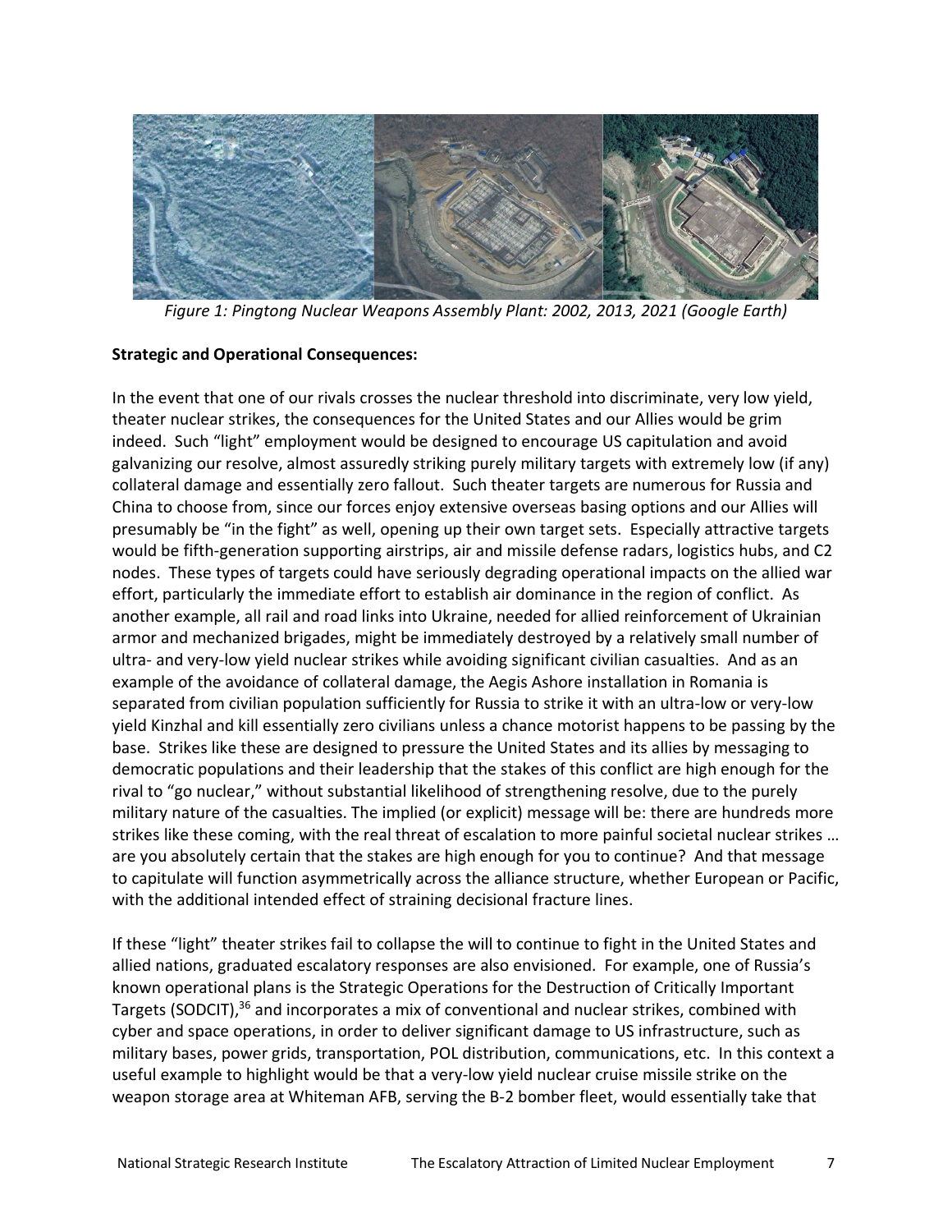*Figure 1: Pingtong Nuclear Weapons Assembly Plant: 2002, 2013, 2021 (Google Earth)*

**Strategic and Operational Consequences:**

In the event that one of our rivals crosses the nuclear threshold into discriminate, very low yield, theater nuclear strikes, the consequences for the United States and our Allies would be grim indeed. Such "light" employment would be designed to encourage US capitulation and avoid galvanizing our resolve, almost assuredly striking purely military targets with extremely low (if any) collateral damage and essentially zero fallout. Such theater targets are numerous for Russia and China to choose from, since our forces enjoy extensive overseas basing options and our Allies will presumably be "in the fight" as well, opening up their own target sets. Especially attractive targets would be fifth-generation supporting airstrips, air and missile defense radars, logistics hubs, and C2 nodes. These types of targets could have seriously degrading operational impacts on the allied war effort, particularly the immediate effort to establish air dominance in the region of conflict. As another example, all rail and road links into Ukraine, needed for allied reinforcement of Ukrainian armor and mechanized brigades, might be immediately destroyed by a relatively small number of ultra- and very-low yield nuclear strikes while avoiding significant civilian casualties. And as an example of the avoidance of collateral damage, the Aegis Ashore installation in Romania is separated from civilian population sufficiently for Russia to strike it with an ultra-low or very-low yield Kinzhal and kill essentially zero civilians unless a chance motorist happens to be passing by the base. Strikes like these are designed to pressure the United States and its allies by messaging to democratic populations and their leadership that the stakes of this conflict are high enough for the rival to "go nuclear," without substantial likelihood of strengthening resolve, due to the purely military nature of the casualties. The implied (or explicit) message will be: there are hundreds more strikes like these coming, with the real threat of escalation to more painful societal nuclear strikes … are you absolutely certain that the stakes are high enough for you to continue? And that message to capitulate will function asymmetrically across the alliance structure, whether European or Pacific, with the additional intended effect of straining decisional fracture lines.

If these "light" theater strikes fail to collapse the will to continue to fight in the United States and allied nations, graduated escalatory responses are also envisioned. For example, one of Russia's known operational plans is the Strategic Operations for the Destruction of Critically Important Targets (SODCIT),[36] and incorporates a mix of conventional and nuclear strikes, combined with cyber and space operations, in order to deliver significant damage to US infrastructure, such as military bases, power grids, transportation, POL distribution, communications, etc. In this context a useful example to highlight would be that a very-low yield nuclear cruise missile strike on the weapon storage area at Whiteman AFB, serving the B-2 bomber fleet, would essentially take that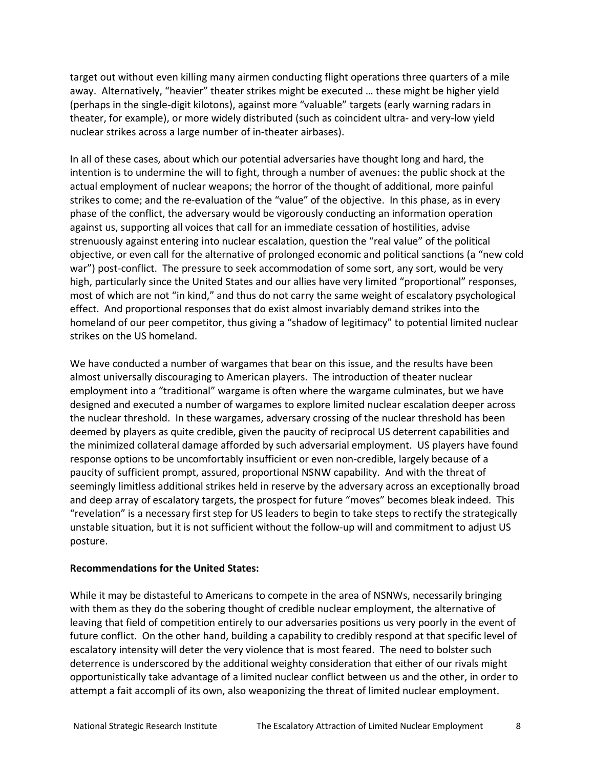target out without even killing many airmen conducting flight operations three quarters of a mile away. Alternatively, "heavier" theater strikes might be executed … these might be higher yield (perhaps in the single-digit kilotons), against more "valuable" targets (early warning radars in theater, for example), or more widely distributed (such as coincident ultra- and very-low yield nuclear strikes across a large number of in-theater airbases).

In all of these cases, about which our potential adversaries have thought long and hard, the intention is to undermine the will to fight, through a number of avenues: the public shock at the actual employment of nuclear weapons; the horror of the thought of additional, more painful strikes to come; and the re-evaluation of the "value" of the objective. In this phase, as in every phase of the conflict, the adversary would be vigorously conducting an information operation against us, supporting all voices that call for an immediate cessation of hostilities, advise strenuously against entering into nuclear escalation, question the "real value" of the political objective, or even call for the alternative of prolonged economic and political sanctions (a "new cold war") post-conflict. The pressure to seek accommodation of some sort, any sort, would be very high, particularly since the United States and our allies have very limited "proportional" responses, most of which are not "in kind," and thus do not carry the same weight of escalatory psychological effect. And proportional responses that do exist almost invariably demand strikes into the homeland of our peer competitor, thus giving a "shadow of legitimacy" to potential limited nuclear strikes on the US homeland.

We have conducted a number of wargames that bear on this issue, and the results have been almost universally discouraging to American players. The introduction of theater nuclear employment into a "traditional" wargame is often where the wargame culminates, but we have designed and executed a number of wargames to explore limited nuclear escalation deeper across the nuclear threshold. In these wargames, adversary crossing of the nuclear threshold has been deemed by players as quite credible, given the paucity of reciprocal US deterrent capabilities and the minimized collateral damage afforded by such adversarial employment. US players have found response options to be uncomfortably insufficient or even non-credible, largely because of a paucity of sufficient prompt, assured, proportional NSNW capability. And with the threat of seemingly limitless additional strikes held in reserve by the adversary across an exceptionally broad and deep array of escalatory targets, the prospect for future "moves" becomes bleak indeed. This "revelation" is a necessary first step for US leaders to begin to take steps to rectify the strategically unstable situation, but it is not sufficient without the follow-up will and commitment to adjust US posture.

**Recommendations for the United States:**

While it may be distasteful to Americans to compete in the area of NSNWs, necessarily bringing with them as they do the sobering thought of credible nuclear employment, the alternative of leaving that field of competition entirely to our adversaries positions us very poorly in the event of future conflict. On the other hand, building a capability to credibly respond at that specific level of escalatory intensity will deter the very violence that is most feared. The need to bolster such deterrence is underscored by the additional weighty consideration that either of our rivals might opportunistically take advantage of a limited nuclear conflict between us and the other, in order to attempt a fait accompli of its own, also weaponizing the threat of limited nuclear employment.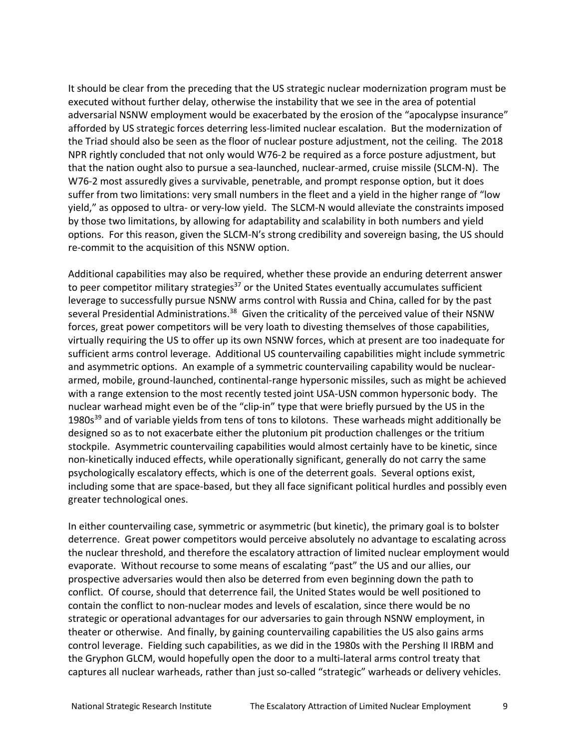It should be clear from the preceding that the US strategic nuclear modernization program must be executed without further delay, otherwise the instability that we see in the area of potential adversarial NSNW employment would be exacerbated by the erosion of the "apocalypse insurance" afforded by US strategic forces deterring less-limited nuclear escalation. But the modernization of the Triad should also be seen as the floor of nuclear posture adjustment, not the ceiling. The 2018 NPR rightly concluded that not only would W76-2 be required as a force posture adjustment, but that the nation ought also to pursue a sea-launched, nuclear-armed, cruise missile (SLCM-N). The W76-2 most assuredly gives a survivable, penetrable, and prompt response option, but it does suffer from two limitations: very small numbers in the fleet and a yield in the higher range of "low yield," as opposed to ultra- or very-low yield. The SLCM-N would alleviate the constraints imposed by those two limitations, by allowing for adaptability and scalability in both numbers and yield options. For this reason, given the SLCM-N's strong credibility and sovereign basing, the US should re-commit to the acquisition of this NSNW option.

Additional capabilities may also be required, whether these provide an enduring deterrent answer to peer competitor military strategies[37] or the United States eventually accumulates sufficient leverage to successfully pursue NSNW arms control with Russia and China, called for by the past several Presidential Administrations.[38] Given the criticality of the perceived value of their NSNW forces, great power competitors will be very loath to divesting themselves of those capabilities, virtually requiring the US to offer up its own NSNW forces, which at present are too inadequate for sufficient arms control leverage. Additional US countervailing capabilities might include symmetric and asymmetric options. An example of a symmetric countervailing capability would be nuclear-armed, mobile, ground-launched, continental-range hypersonic missiles, such as might be achieved with a range extension to the most recently tested joint USA-USN common hypersonic body. The nuclear warhead might even be of the "clip-in" type that were briefly pursued by the US in the 1980s[39] and of variable yields from tens of tons to kilotons. These warheads might additionally be designed so as to not exacerbate either the plutonium pit production challenges or the tritium stockpile. Asymmetric countervailing capabilities would almost certainly have to be kinetic, since non-kinetically induced effects, while operationally significant, generally do not carry the same psychologically escalatory effects, which is one of the deterrent goals. Several options exist, including some that are space-based, but they all face significant political hurdles and possibly even greater technological ones.

In either countervailing case, symmetric or asymmetric (but kinetic), the primary goal is to bolster deterrence. Great power competitors would perceive absolutely no advantage to escalating across the nuclear threshold, and therefore the escalatory attraction of limited nuclear employment would evaporate. Without recourse to some means of escalating "past" the US and our allies, our prospective adversaries would then also be deterred from even beginning down the path to conflict. Of course, should that deterrence fail, the United States would be well positioned to contain the conflict to non-nuclear modes and levels of escalation, since there would be no strategic or operational advantages for our adversaries to gain through NSNW employment, in theater or otherwise. And finally, by gaining countervailing capabilities the US also gains arms control leverage. Fielding such capabilities, as we did in the 1980s with the Pershing II IRBM and the Gryphon GLCM, would hopefully open the door to a multi-lateral arms control treaty that captures all nuclear warheads, rather than just so-called "strategic" warheads or delivery vehicles.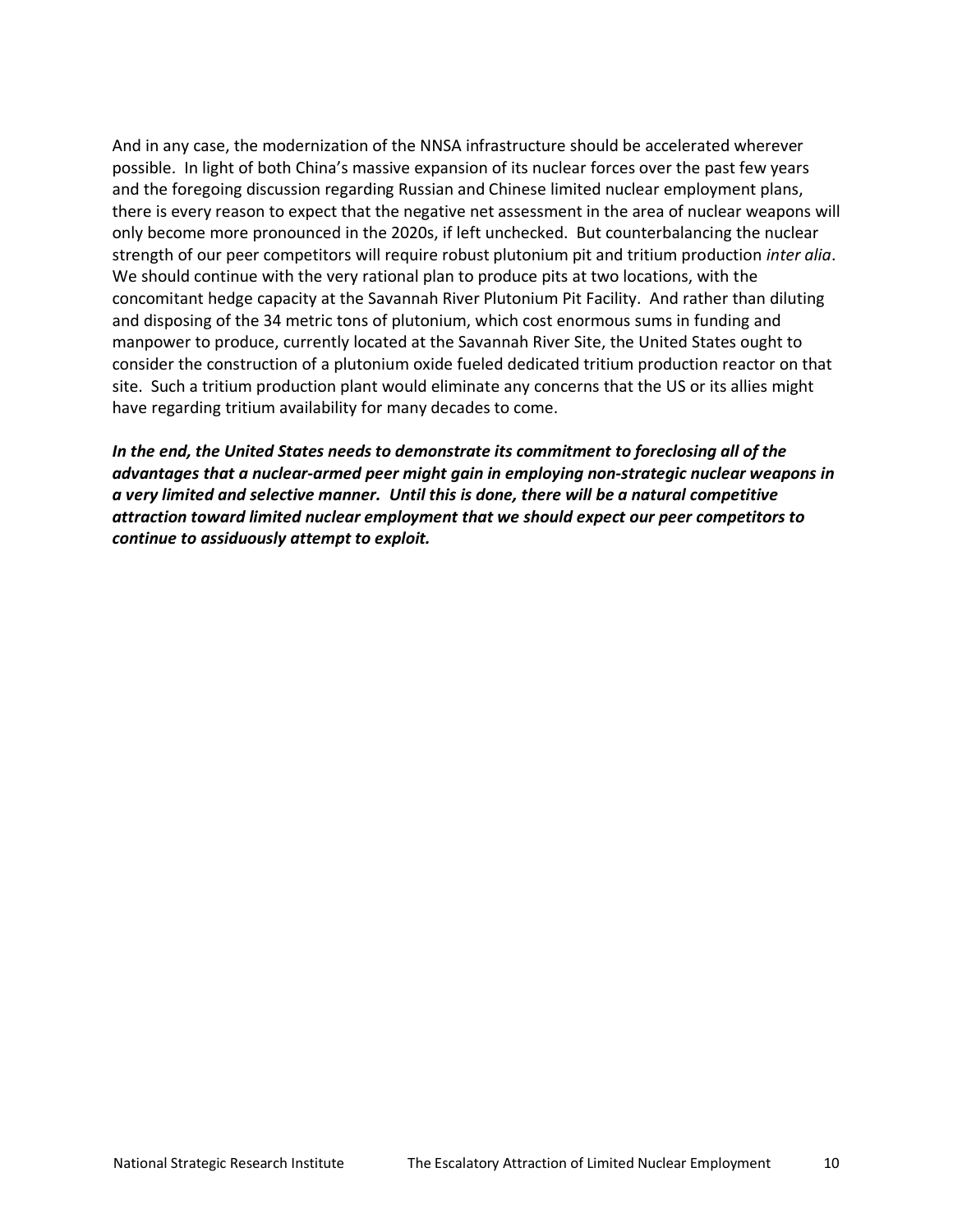And in any case, the modernization of the NNSA infrastructure should be accelerated wherever possible. In light of both China's massive expansion of its nuclear forces over the past few years and the foregoing discussion regarding Russian and Chinese limited nuclear employment plans, there is every reason to expect that the negative net assessment in the area of nuclear weapons will only become more pronounced in the 2020s, if left unchecked. But counterbalancing the nuclear strength of our peer competitors will require robust plutonium pit and tritium production *inter alia*. We should continue with the very rational plan to produce pits at two locations, with the concomitant hedge capacity at the Savannah River Plutonium Pit Facility. And rather than diluting and disposing of the 34 metric tons of plutonium, which cost enormous sums in funding and manpower to produce, currently located at the Savannah River Site, the United States ought to consider the construction of a plutonium oxide fueled dedicated tritium production reactor on that site. Such a tritium production plant would eliminate any concerns that the US or its allies might have regarding tritium availability for many decades to come.

***In the end, the United States needs to demonstrate its commitment to foreclosing all of the advantages that a nuclear-armed peer might gain in employing non-strategic nuclear weapons in a very limited and selective manner. Until this is done, there will be a natural competitive attraction toward limited nuclear employment that we should expect our peer competitors to continue to assiduously attempt to exploit.***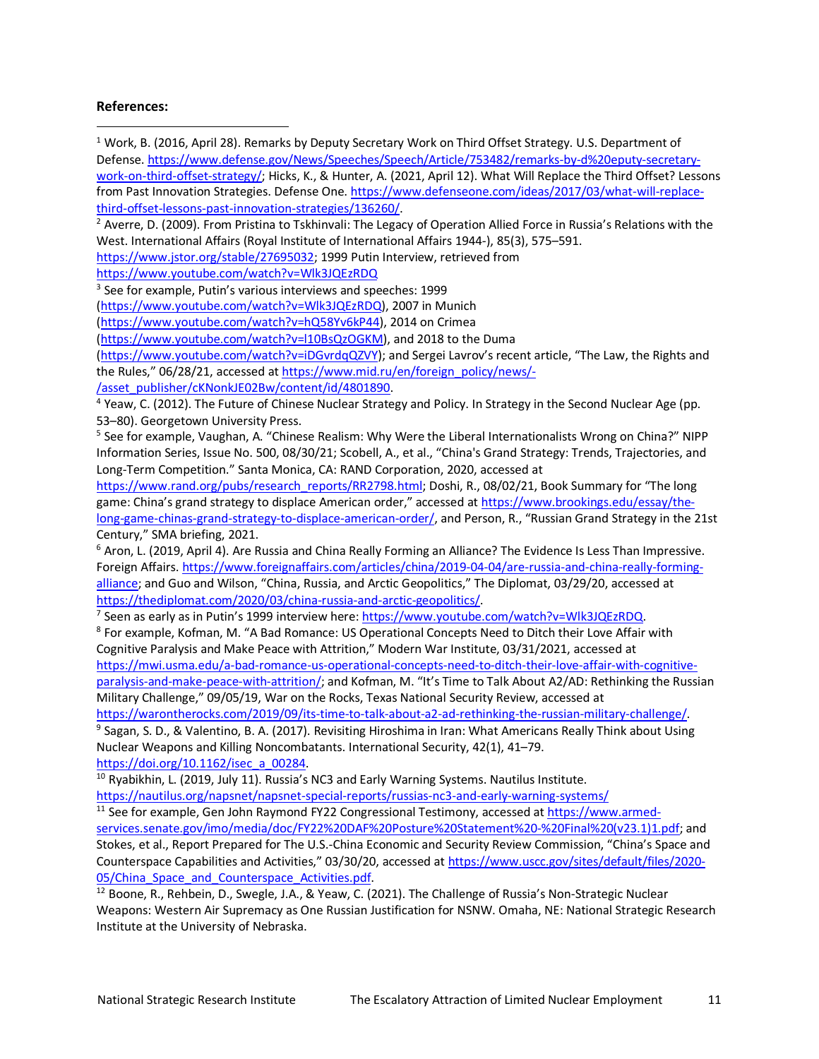**References:**

---

[1] Work, B. (2016, April 28). Remarks by Deputy Secretary Work on Third Offset Strategy. U.S. Department of Defense. https://www.defense.gov/News/Speeches/Speech/Article/753482/remarks-by-d%20eputy-secretary-work-on-third-offset-strategy/; Hicks, K., & Hunter, A. (2021, April 12). What Will Replace the Third Offset? Lessons from Past Innovation Strategies. Defense One. https://www.defenseone.com/ideas/2017/03/what-will-replace-third-offset-lessons-past-innovation-strategies/136260/.

[2] Averre, D. (2009). From Pristina to Tskhinvali: The Legacy of Operation Allied Force in Russia's Relations with the West. International Affairs (Royal Institute of International Affairs 1944-), 85(3), 575–591. https://www.jstor.org/stable/27695032; 1999 Putin Interview, retrieved from https://www.youtube.com/watch?v=Wlk3JQEzRDQ

[3] See for example, Putin's various interviews and speeches: 1999 (https://www.youtube.com/watch?v=Wlk3JQEzRDQ), 2007 in Munich (https://www.youtube.com/watch?v=hQ58Yv6kP44), 2014 on Crimea (https://www.youtube.com/watch?v=I10BsQzOGKM), and 2018 to the Duma (https://www.youtube.com/watch?v=iDGvrdqQZVY); and Sergei Lavrov's recent article, "The Law, the Rights and the Rules," 06/28/21, accessed at https://www.mid.ru/en/foreign_policy/news/-/asset_publisher/cKNonkJE02Bw/content/id/4801890.

[4] Yeaw, C. (2012). The Future of Chinese Nuclear Strategy and Policy. In Strategy in the Second Nuclear Age (pp. 53–80). Georgetown University Press.

[5] See for example, Vaughan, A. "Chinese Realism: Why Were the Liberal Internationalists Wrong on China?" NIPP Information Series, Issue No. 500, 08/30/21; Scobell, A., et al., "China's Grand Strategy: Trends, Trajectories, and Long-Term Competition." Santa Monica, CA: RAND Corporation, 2020, accessed at https://www.rand.org/pubs/research_reports/RR2798.html; Doshi, R., 08/02/21, Book Summary for "The long game: China's grand strategy to displace American order," accessed at https://www.brookings.edu/essay/the-long-game-chinas-grand-strategy-to-displace-american-order/, and Person, R., "Russian Grand Strategy in the 21st Century," SMA briefing, 2021.

[6] Aron, L. (2019, April 4). Are Russia and China Really Forming an Alliance? The Evidence Is Less Than Impressive. Foreign Affairs. https://www.foreignaffairs.com/articles/china/2019-04-04/are-russia-and-china-really-forming-alliance; and Guo and Wilson, "China, Russia, and Arctic Geopolitics," The Diplomat, 03/29/20, accessed at https://thediplomat.com/2020/03/china-russia-and-arctic-geopolitics/.

[7] Seen as early as in Putin's 1999 interview here: https://www.youtube.com/watch?v=Wlk3JQEzRDQ.

[8] For example, Kofman, M. "A Bad Romance: US Operational Concepts Need to Ditch their Love Affair with Cognitive Paralysis and Make Peace with Attrition," Modern War Institute, 03/31/2021, accessed at https://mwi.usma.edu/a-bad-romance-us-operational-concepts-need-to-ditch-their-love-affair-with-cognitive-paralysis-and-make-peace-with-attrition/; and Kofman, M. "It's Time to Talk About A2/AD: Rethinking the Russian Military Challenge," 09/05/19, War on the Rocks, Texas National Security Review, accessed at https://warontherocks.com/2019/09/its-time-to-talk-about-a2-ad-rethinking-the-russian-military-challenge/.

[9] Sagan, S. D., & Valentino, B. A. (2017). Revisiting Hiroshima in Iran: What Americans Really Think about Using Nuclear Weapons and Killing Noncombatants. International Security, 42(1), 41–79. https://doi.org/10.1162/isec_a_00284.

[10] Ryabikhin, L. (2019, July 11). Russia's NC3 and Early Warning Systems. Nautilus Institute. https://nautilus.org/napsnet/napsnet-special-reports/russias-nc3-and-early-warning-systems/

[11] See for example, Gen John Raymond FY22 Congressional Testimony, accessed at https://www.armed-services.senate.gov/imo/media/doc/FY22%20DAF%20Posture%20Statement%20-%20Final%20(v23.1)1.pdf; and Stokes, et al., Report Prepared for The U.S.-China Economic and Security Review Commission, "China's Space and Counterspace Capabilities and Activities," 03/30/20, accessed at https://www.uscc.gov/sites/default/files/2020-05/China_Space_and_Counterspace_Activities.pdf.

[12] Boone, R., Rehbein, D., Swegle, J.A., & Yeaw, C. (2021). The Challenge of Russia's Non-Strategic Nuclear Weapons: Western Air Supremacy as One Russian Justification for NSNW. Omaha, NE: National Strategic Research Institute at the University of Nebraska.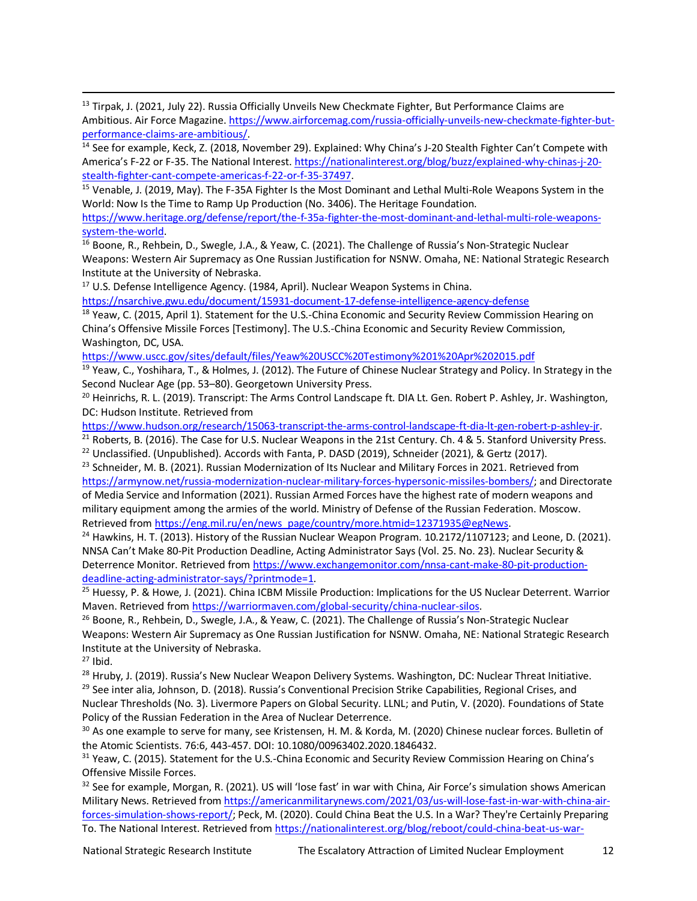[13] Tirpak, J. (2021, July 22). Russia Officially Unveils New Checkmate Fighter, But Performance Claims are Ambitious. Air Force Magazine. https://www.airforcemag.com/russia-officially-unveils-new-checkmate-fighter-but-performance-claims-are-ambitious/.

[14] See for example, Keck, Z. (2018, November 29). Explained: Why China's J-20 Stealth Fighter Can't Compete with America's F-22 or F-35. The National Interest. https://nationalinterest.org/blog/buzz/explained-why-chinas-j-20-stealth-fighter-cant-compete-americas-f-22-or-f-35-37497.

[15] Venable, J. (2019, May). The F-35A Fighter Is the Most Dominant and Lethal Multi-Role Weapons System in the World: Now Is the Time to Ramp Up Production (No. 3406). The Heritage Foundation. https://www.heritage.org/defense/report/the-f-35a-fighter-the-most-dominant-and-lethal-multi-role-weapons-system-the-world.

[16] Boone, R., Rehbein, D., Swegle, J.A., & Yeaw, C. (2021). The Challenge of Russia's Non-Strategic Nuclear Weapons: Western Air Supremacy as One Russian Justification for NSNW. Omaha, NE: National Strategic Research Institute at the University of Nebraska.

[17] U.S. Defense Intelligence Agency. (1984, April). Nuclear Weapon Systems in China. https://nsarchive.gwu.edu/document/15931-document-17-defense-intelligence-agency-defense

[18] Yeaw, C. (2015, April 1). Statement for the U.S.-China Economic and Security Review Commission Hearing on China's Offensive Missile Forces [Testimony]. The U.S.-China Economic and Security Review Commission, Washington, DC, USA. https://www.uscc.gov/sites/default/files/Yeaw%20USCC%20Testimony%201%20Apr%202015.pdf

[19] Yeaw, C., Yoshihara, T., & Holmes, J. (2012). The Future of Chinese Nuclear Strategy and Policy. In Strategy in the Second Nuclear Age (pp. 53–80). Georgetown University Press.

[20] Heinrichs, R. L. (2019). Transcript: The Arms Control Landscape ft. DIA Lt. Gen. Robert P. Ashley, Jr. Washington, DC: Hudson Institute. Retrieved from https://www.hudson.org/research/15063-transcript-the-arms-control-landscape-ft-dia-lt-gen-robert-p-ashley-jr.

[21] Roberts, B. (2016). The Case for U.S. Nuclear Weapons in the 21st Century. Ch. 4 & 5. Stanford University Press.

[22] Unclassified. (Unpublished). Accords with Fanta, P. DASD (2019), Schneider (2021), & Gertz (2017).

[23] Schneider, M. B. (2021). Russian Modernization of Its Nuclear and Military Forces in 2021. Retrieved from https://armynow.net/russia-modernization-nuclear-military-forces-hypersonic-missiles-bombers/; and Directorate of Media Service and Information (2021). Russian Armed Forces have the highest rate of modern weapons and military equipment among the armies of the world. Ministry of Defense of the Russian Federation. Moscow. Retrieved from https://eng.mil.ru/en/news_page/country/more.htmid=12371935@egNews.

[24] Hawkins, H. T. (2013). History of the Russian Nuclear Weapon Program. 10.2172/1107123; and Leone, D. (2021). NNSA Can't Make 80-Pit Production Deadline, Acting Administrator Says (Vol. 25. No. 23). Nuclear Security & Deterrence Monitor. Retrieved from https://www.exchangemonitor.com/nnsa-cant-make-80-pit-production-deadline-acting-administrator-says/?printmode=1.

[25] Huessy, P. & Howe, J. (2021). China ICBM Missile Production: Implications for the US Nuclear Deterrent. Warrior Maven. Retrieved from https://warriormaven.com/global-security/china-nuclear-silos.

[26] Boone, R., Rehbein, D., Swegle, J.A., & Yeaw, C. (2021). The Challenge of Russia's Non-Strategic Nuclear Weapons: Western Air Supremacy as One Russian Justification for NSNW. Omaha, NE: National Strategic Research Institute at the University of Nebraska.

[27] Ibid.

[28] Hruby, J. (2019). Russia's New Nuclear Weapon Delivery Systems. Washington, DC: Nuclear Threat Initiative.

[29] See inter alia, Johnson, D. (2018). Russia's Conventional Precision Strike Capabilities, Regional Crises, and Nuclear Thresholds (No. 3). Livermore Papers on Global Security. LLNL; and Putin, V. (2020). Foundations of State Policy of the Russian Federation in the Area of Nuclear Deterrence.

[30] As one example to serve for many, see Kristensen, H. M. & Korda, M. (2020) Chinese nuclear forces. Bulletin of the Atomic Scientists. 76:6, 443-457. DOI: 10.1080/00963402.2020.1846432.

[31] Yeaw, C. (2015). Statement for the U.S.-China Economic and Security Review Commission Hearing on China's Offensive Missile Forces.

[32] See for example, Morgan, R. (2021). US will 'lose fast' in war with China, Air Force's simulation shows American Military News. Retrieved from https://americanmilitarynews.com/2021/03/us-will-lose-fast-in-war-with-china-air-forces-simulation-shows-report/; Peck, M. (2020). Could China Beat the U.S. In a War? They're Certainly Preparing To. The National Interest. Retrieved from https://nationalinterest.org/blog/reboot/could-china-beat-us-war-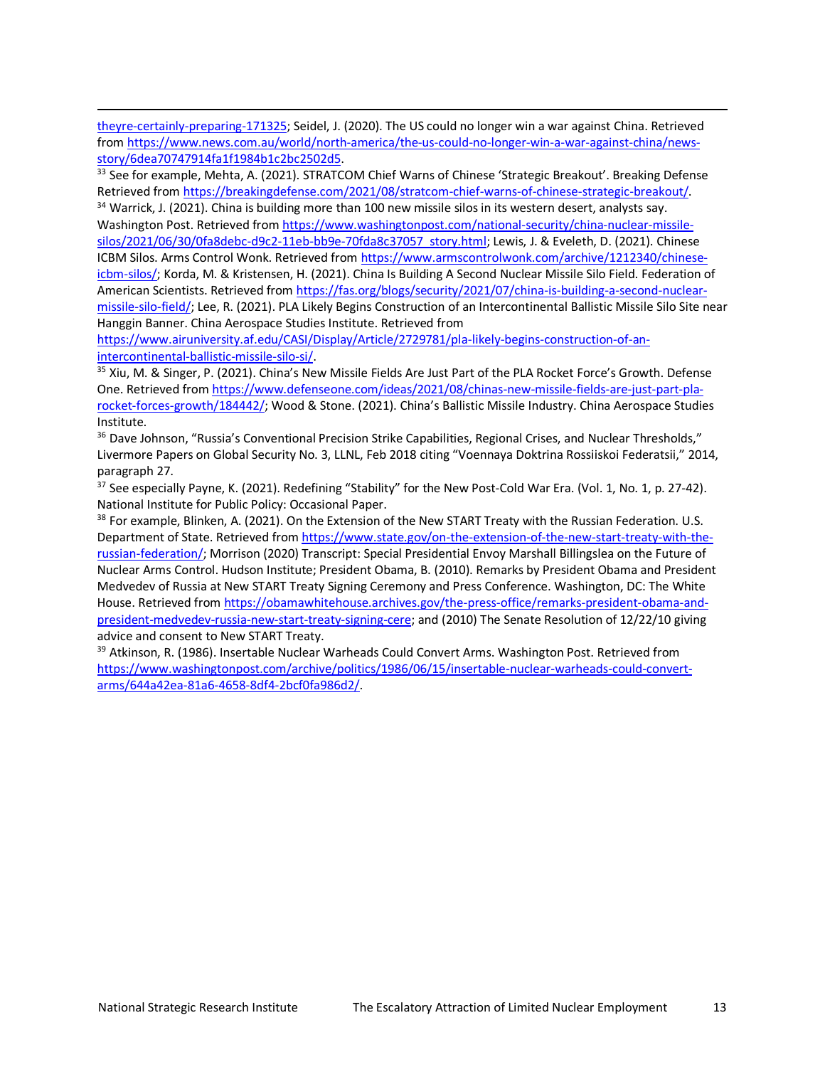theyre-certainly-preparing-171325; Seidel, J. (2020). The US could no longer win a war against China. Retrieved from https://www.news.com.au/world/north-america/the-us-could-no-longer-win-a-war-against-china/news-story/6dea70747914fa1f1984b1c2bc2502d5.

[33] See for example, Mehta, A. (2021). STRATCOM Chief Warns of Chinese 'Strategic Breakout'. Breaking Defense Retrieved from https://breakingdefense.com/2021/08/stratcom-chief-warns-of-chinese-strategic-breakout/.

[34] Warrick, J. (2021). China is building more than 100 new missile silos in its western desert, analysts say. Washington Post. Retrieved from https://www.washingtonpost.com/national-security/china-nuclear-missile-silos/2021/06/30/0fa8debc-d9c2-11eb-bb9e-70fda8c37057_story.html; Lewis, J. & Eveleth, D. (2021). Chinese ICBM Silos. Arms Control Wonk. Retrieved from https://www.armscontrolwonk.com/archive/1212340/chinese-icbm-silos/; Korda, M. & Kristensen, H. (2021). China Is Building A Second Nuclear Missile Silo Field. Federation of American Scientists. Retrieved from https://fas.org/blogs/security/2021/07/china-is-building-a-second-nuclear-missile-silo-field/; Lee, R. (2021). PLA Likely Begins Construction of an Intercontinental Ballistic Missile Silo Site near Hanggin Banner. China Aerospace Studies Institute. Retrieved from https://www.airuniversity.af.edu/CASI/Display/Article/2729781/pla-likely-begins-construction-of-an-intercontinental-ballistic-missile-silo-si/.

[35] Xiu, M. & Singer, P. (2021). China's New Missile Fields Are Just Part of the PLA Rocket Force's Growth. Defense One. Retrieved from https://www.defenseone.com/ideas/2021/08/chinas-new-missile-fields-are-just-part-pla-rocket-forces-growth/184442/; Wood & Stone. (2021). China's Ballistic Missile Industry. China Aerospace Studies Institute.

[36] Dave Johnson, "Russia's Conventional Precision Strike Capabilities, Regional Crises, and Nuclear Thresholds," Livermore Papers on Global Security No. 3, LLNL, Feb 2018 citing "Voennaya Doktrina Rossiiskoi Federatsii," 2014, paragraph 27.

[37] See especially Payne, K. (2021). Redefining "Stability" for the New Post-Cold War Era. (Vol. 1, No. 1, p. 27-42). National Institute for Public Policy: Occasional Paper.

[38] For example, Blinken, A. (2021). On the Extension of the New START Treaty with the Russian Federation. U.S. Department of State. Retrieved from https://www.state.gov/on-the-extension-of-the-new-start-treaty-with-the-russian-federation/; Morrison (2020) Transcript: Special Presidential Envoy Marshall Billingslea on the Future of Nuclear Arms Control. Hudson Institute; President Obama, B. (2010). Remarks by President Obama and President Medvedev of Russia at New START Treaty Signing Ceremony and Press Conference. Washington, DC: The White House. Retrieved from https://obamawhitehouse.archives.gov/the-press-office/remarks-president-obama-and-president-medvedev-russia-new-start-treaty-signing-cere; and (2010) The Senate Resolution of 12/22/10 giving advice and consent to New START Treaty.

[39] Atkinson, R. (1986). Insertable Nuclear Warheads Could Convert Arms. Washington Post. Retrieved from https://www.washingtonpost.com/archive/politics/1986/06/15/insertable-nuclear-warheads-could-convert-arms/644a42ea-81a6-4658-8df4-2bcf0fa986d2/.